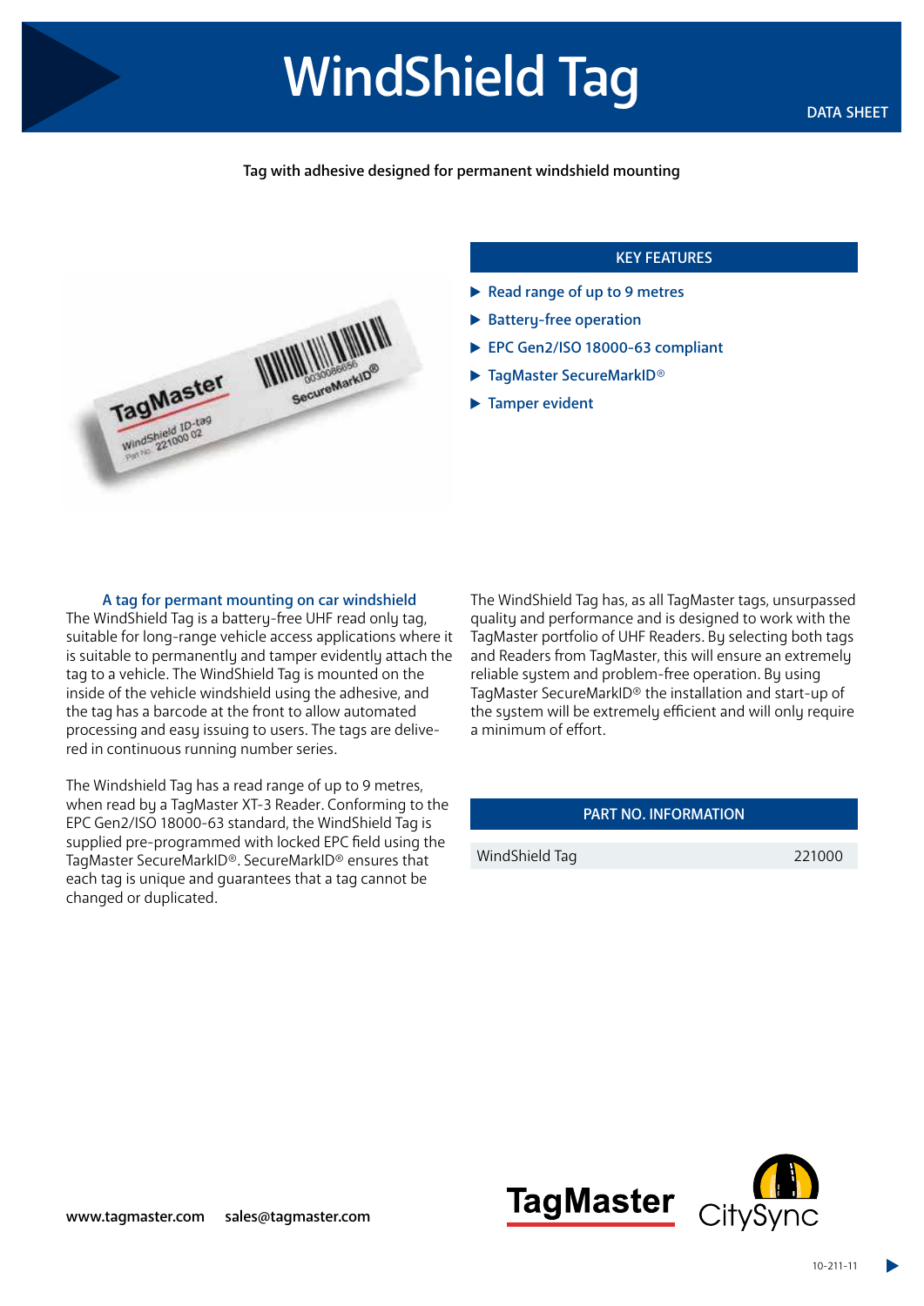# WindShield Tag

DATA SHEET

**Tag with adhesive designed for permanent windshield mounting**

## KEY FEATURES

- Read range of up to 9 metres
- Battery-free operation
- EPC Gen2/ISO 18000-63 compliant
- TagMaster SecureMarkID®
- Tamper evident

### A tag for permant mounting on car windshield

The WindShield Tag is a battery-free UHF read only tag, suitable for long-range vehicle access applications where it is suitable to permanently and tamper evidently attach the tag to a vehicle. The WindShield Tag is mounted on the inside of the vehicle windshield using the adhesive, and the tag has a barcode at the front to allow automated processing and easy issuing to users. The tags are delivered in continuous running number series.

The Windshield Tag has a read range of up to 9 metres, when read by a TagMaster XT-3 Reader. Conforming to the EPC Gen2/ISO 18000-63 standard, the WindShield Tag is supplied pre-programmed with locked EPC field using the TagMaster SecureMarkID®. SecureMarkID® ensures that each tag is unique and guarantees that a tag cannot be changed or duplicated.

The WindShield Tag has, as all TagMaster tags, unsurpassed quality and performance and is designed to work with the TagMaster portfolio of UHF Readers. By selecting both tags and Readers from TagMaster, this will ensure an extremely reliable system and problem-free operation. By using TagMaster SecureMarkID® the installation and start-up of the system will be extremely efficient and will only require a minimum of effort.

## PART NO. INFORMATION

| | |
|---|---|
| WindShield Tag | 221000 |

www.tagmaster.com sales@tagmaster.com

TagMaster CitySync

10-211-11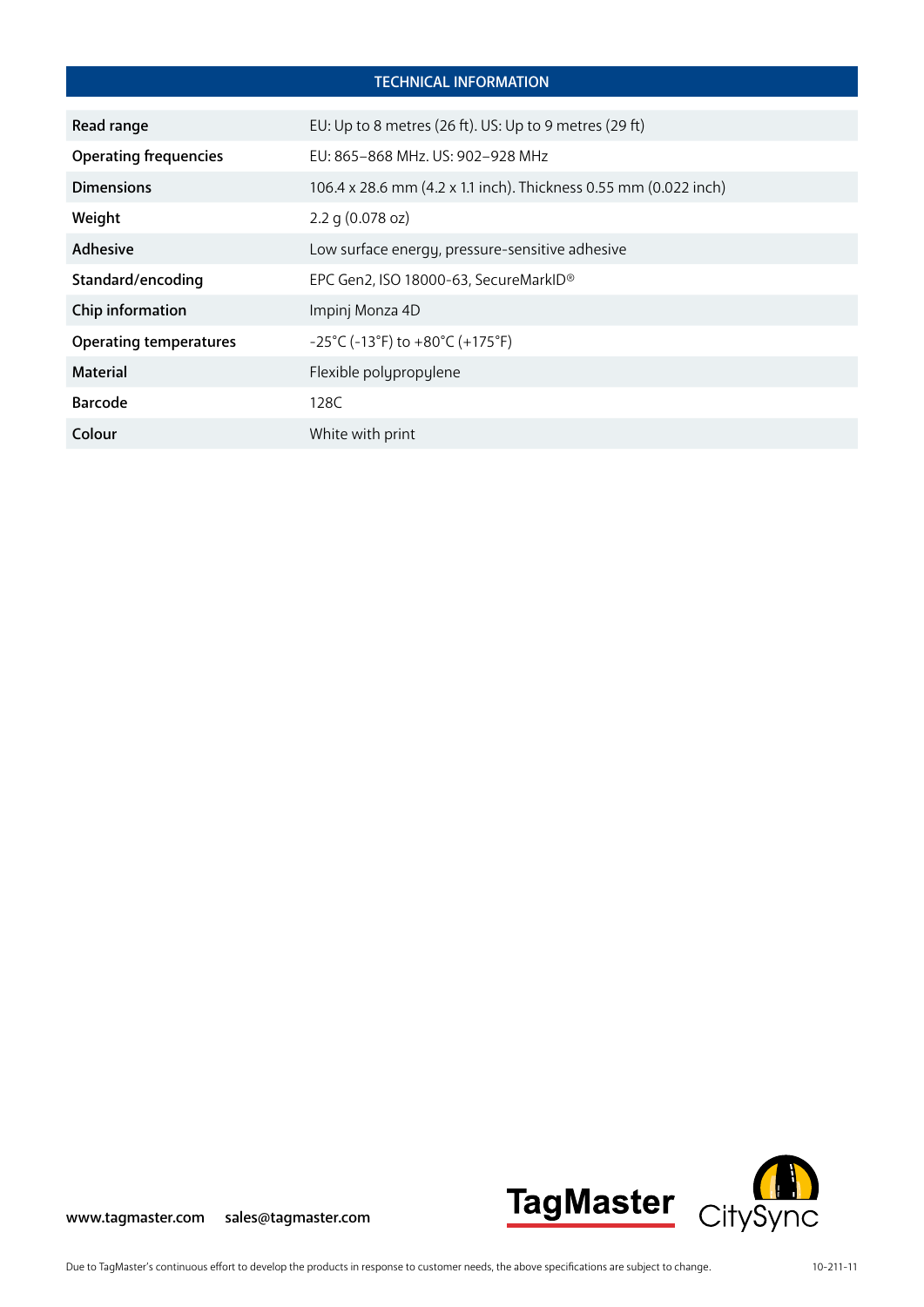## TECHNICAL INFORMATION

| | |
|---|---|
| **Read range** | EU: Up to 8 metres (26 ft). US: Up to 9 metres (29 ft) |
| **Operating frequencies** | EU: 865–868 MHz. US: 902–928 MHz |
| **Dimensions** | 106.4 x 28.6 mm (4.2 x 1.1 inch). Thickness 0.55 mm (0.022 inch) |
| **Weight** | 2.2 g (0.078 oz) |
| **Adhesive** | Low surface energy, pressure-sensitive adhesive |
| **Standard/encoding** | EPC Gen2, ISO 18000-63, SecureMarkID® |
| **Chip information** | Impinj Monza 4D |
| **Operating temperatures** | -25°C (-13°F) to +80°C (+175°F) |
| **Material** | Flexible polypropylene |
| **Barcode** | 128C |
| **Colour** | White with print |

**www.tagmaster.com** **sales@tagmaster.com**

TagMaster CitySync

Due to TagMaster's continuous effort to develop the products in response to customer needs, the above specifications are subject to change.

10-211-11